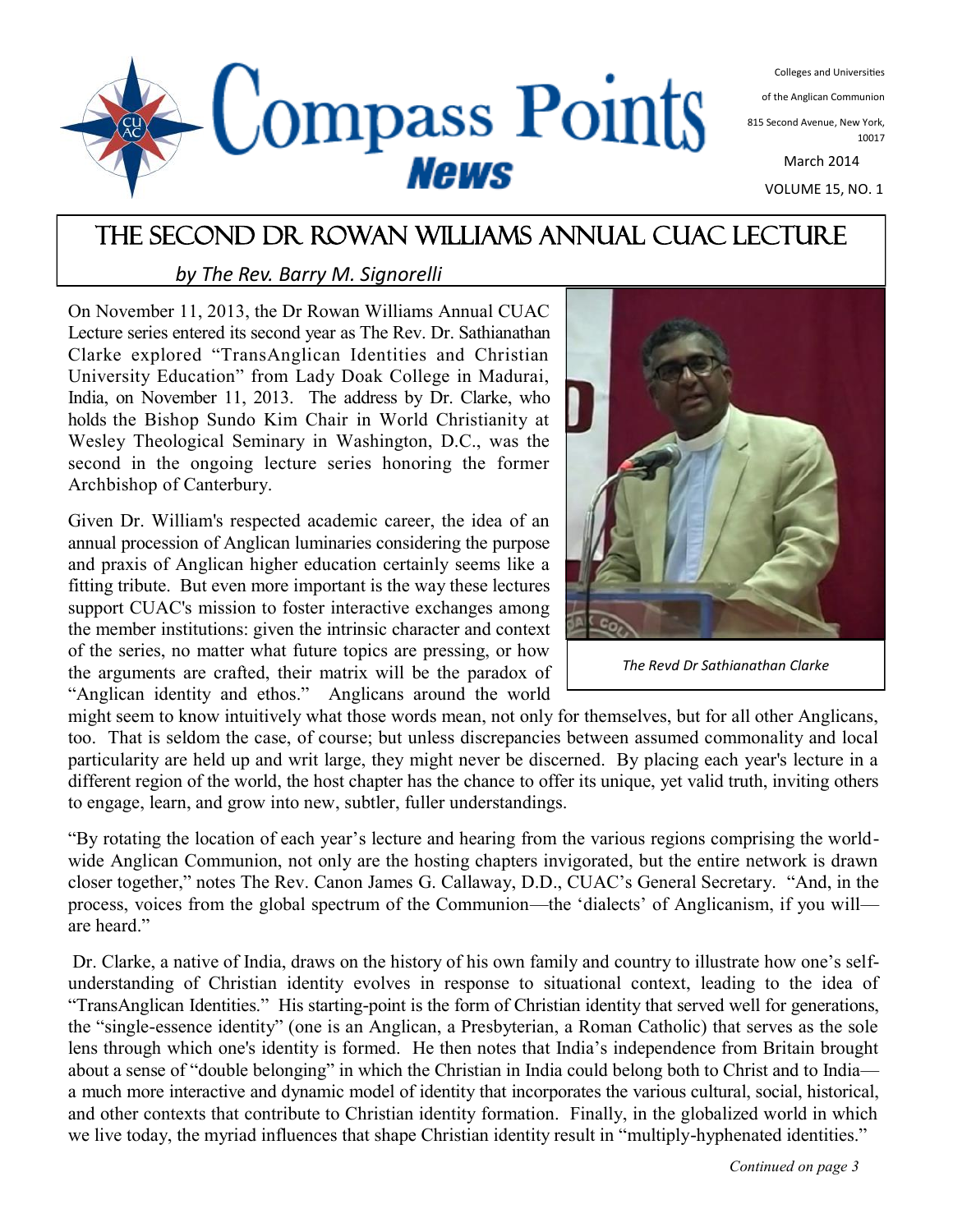# Compass Points News

Colleges and Universities of the Anglican Communion
815 Second Avenue, New York, 10017

March 2014

VOLUME 15, NO. 1

## THE SECOND DR ROWAN WILLIAMS ANNUAL CUAC LECTURE

*by The Rev. Barry M. Signorelli*

On November 11, 2013, the Dr Rowan Williams Annual CUAC Lecture series entered its second year as The Rev. Dr. Sathianathan Clarke explored "TransAnglican Identities and Christian University Education" from Lady Doak College in Madurai, India, on November 11, 2013. The address by Dr. Clarke, who holds the Bishop Sundo Kim Chair in World Christianity at Wesley Theological Seminary in Washington, D.C., was the second in the ongoing lecture series honoring the former Archbishop of Canterbury.

*The Revd Dr Sathianathan Clarke*

Given Dr. William's respected academic career, the idea of an annual procession of Anglican luminaries considering the purpose and praxis of Anglican higher education certainly seems like a fitting tribute. But even more important is the way these lectures support CUAC's mission to foster interactive exchanges among the member institutions: given the intrinsic character and context of the series, no matter what future topics are pressing, or how the arguments are crafted, their matrix will be the paradox of "Anglican identity and ethos." Anglicans around the world might seem to know intuitively what those words mean, not only for themselves, but for all other Anglicans, too. That is seldom the case, of course; but unless discrepancies between assumed commonality and local particularity are held up and writ large, they might never be discerned. By placing each year's lecture in a different region of the world, the host chapter has the chance to offer its unique, yet valid truth, inviting others to engage, learn, and grow into new, subtler, fuller understandings.

"By rotating the location of each year's lecture and hearing from the various regions comprising the world-wide Anglican Communion, not only are the hosting chapters invigorated, but the entire network is drawn closer together," notes The Rev. Canon James G. Callaway, D.D., CUAC's General Secretary. "And, in the process, voices from the global spectrum of the Communion—the 'dialects' of Anglicanism, if you will—are heard."

Dr. Clarke, a native of India, draws on the history of his own family and country to illustrate how one's self-understanding of Christian identity evolves in response to situational context, leading to the idea of "TransAnglican Identities." His starting-point is the form of Christian identity that served well for generations, the "single-essence identity" (one is an Anglican, a Presbyterian, a Roman Catholic) that serves as the sole lens through which one's identity is formed. He then notes that India's independence from Britain brought about a sense of "double belonging" in which the Christian in India could belong both to Christ and to India—a much more interactive and dynamic model of identity that incorporates the various cultural, social, historical, and other contexts that contribute to Christian identity formation. Finally, in the globalized world in which we live today, the myriad influences that shape Christian identity result in "multiply-hyphenated identities."

*Continued on page 3*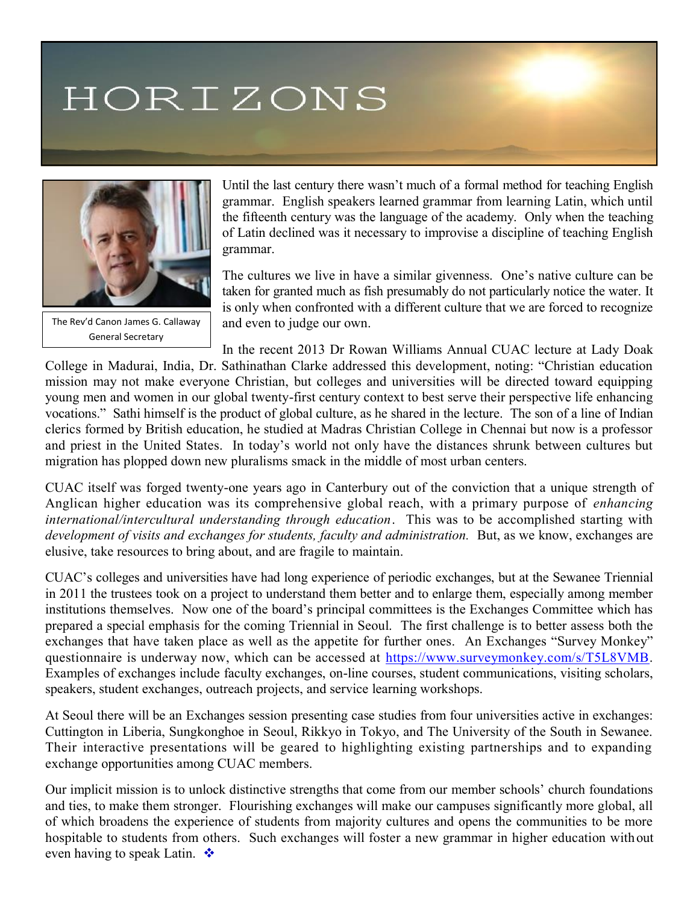# HORIZONS

The Rev'd Canon James G. Callaway
General Secretary

Until the last century there wasn't much of a formal method for teaching English grammar. English speakers learned grammar from learning Latin, which until the fifteenth century was the language of the academy. Only when the teaching of Latin declined was it necessary to improvise a discipline of teaching English grammar.

The cultures we live in have a similar givenness. One's native culture can be taken for granted much as fish presumably do not particularly notice the water. It is only when confronted with a different culture that we are forced to recognize and even to judge our own.

In the recent 2013 Dr Rowan Williams Annual CUAC lecture at Lady Doak College in Madurai, India, Dr. Sathinathan Clarke addressed this development, noting: "Christian education mission may not make everyone Christian, but colleges and universities will be directed toward equipping young men and women in our global twenty-first century context to best serve their perspective life enhancing vocations." Sathi himself is the product of global culture, as he shared in the lecture. The son of a line of Indian clerics formed by British education, he studied at Madras Christian College in Chennai but now is a professor and priest in the United States. In today's world not only have the distances shrunk between cultures but migration has plopped down new pluralisms smack in the middle of most urban centers.

CUAC itself was forged twenty-one years ago in Canterbury out of the conviction that a unique strength of Anglican higher education was its comprehensive global reach, with a primary purpose of *enhancing international/intercultural understanding through education*. This was to be accomplished starting with *development of visits and exchanges for students, faculty and administration.* But, as we know, exchanges are elusive, take resources to bring about, and are fragile to maintain.

CUAC's colleges and universities have had long experience of periodic exchanges, but at the Sewanee Triennial in 2011 the trustees took on a project to understand them better and to enlarge them, especially among member institutions themselves. Now one of the board's principal committees is the Exchanges Committee which has prepared a special emphasis for the coming Triennial in Seoul. The first challenge is to better assess both the exchanges that have taken place as well as the appetite for further ones. An Exchanges "Survey Monkey" questionnaire is underway now, which can be accessed at https://www.surveymonkey.com/s/T5L8VMB. Examples of exchanges include faculty exchanges, on-line courses, student communications, visiting scholars, speakers, student exchanges, outreach projects, and service learning workshops.

At Seoul there will be an Exchanges session presenting case studies from four universities active in exchanges: Cuttington in Liberia, Sungkonghoe in Seoul, Rikkyo in Tokyo, and The University of the South in Sewanee. Their interactive presentations will be geared to highlighting existing partnerships and to expanding exchange opportunities among CUAC members.

Our implicit mission is to unlock distinctive strengths that come from our member schools' church foundations and ties, to make them stronger. Flourishing exchanges will make our campuses significantly more global, all of which broadens the experience of students from majority cultures and opens the communities to be more hospitable to students from others. Such exchanges will foster a new grammar in higher education without even having to speak Latin. ❖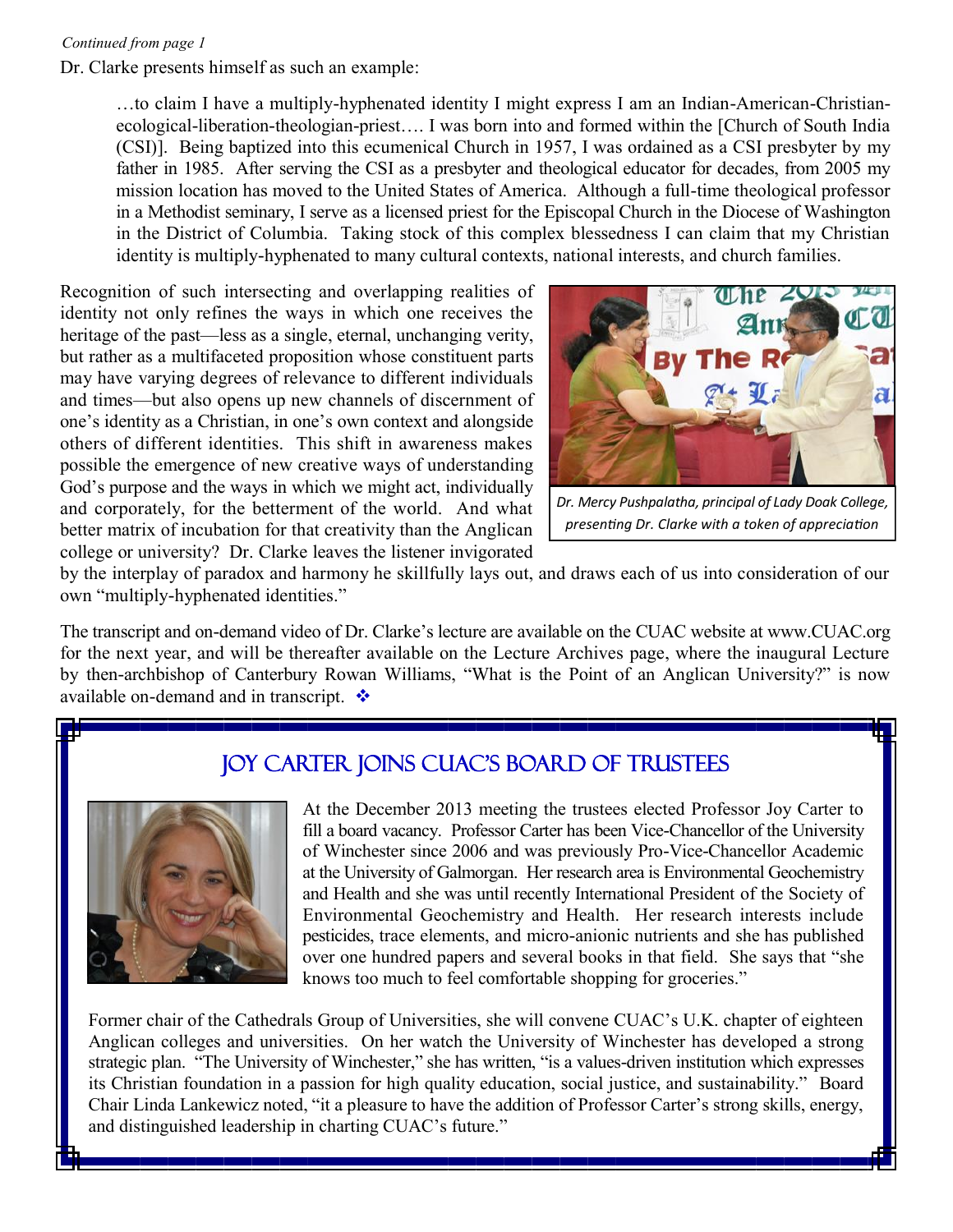*Continued from page 1*

Dr. Clarke presents himself as such an example:

> …to claim I have a multiply-hyphenated identity I might express I am an Indian-American-Christian-ecological-liberation-theologian-priest…. I was born into and formed within the [Church of South India (CSI)]. Being baptized into this ecumenical Church in 1957, I was ordained as a CSI presbyter by my father in 1985. After serving the CSI as a presbyter and theological educator for decades, from 2005 my mission location has moved to the United States of America. Although a full-time theological professor in a Methodist seminary, I serve as a licensed priest for the Episcopal Church in the Diocese of Washington in the District of Columbia. Taking stock of this complex blessedness I can claim that my Christian identity is multiply-hyphenated to many cultural contexts, national interests, and church families.

Recognition of such intersecting and overlapping realities of identity not only refines the ways in which one receives the heritage of the past—less as a single, eternal, unchanging verity, but rather as a multifaceted proposition whose constituent parts may have varying degrees of relevance to different individuals and times—but also opens up new channels of discernment of one's identity as a Christian, in one's own context and alongside others of different identities. This shift in awareness makes possible the emergence of new creative ways of understanding God's purpose and the ways in which we might act, individually and corporately, for the betterment of the world. And what better matrix of incubation for that creativity than the Anglican college or university? Dr. Clarke leaves the listener invigorated by the interplay of paradox and harmony he skillfully lays out, and draws each of us into consideration of our own "multiply-hyphenated identities."

*Dr. Mercy Pushpalatha, principal of Lady Doak College, presenting Dr. Clarke with a token of appreciation*

The transcript and on-demand video of Dr. Clarke's lecture are available on the CUAC website at www.CUAC.org for the next year, and will be thereafter available on the Lecture Archives page, where the inaugural Lecture by then-archbishop of Canterbury Rowan Williams, "What is the Point of an Anglican University?" is now available on-demand and in transcript. ❖

## Joy Carter Joins CUAC's Board of Trustees

At the December 2013 meeting the trustees elected Professor Joy Carter to fill a board vacancy. Professor Carter has been Vice-Chancellor of the University of Winchester since 2006 and was previously Pro-Vice-Chancellor Academic at the University of Galmorgan. Her research area is Environmental Geochemistry and Health and she was until recently International President of the Society of Environmental Geochemistry and Health. Her research interests include pesticides, trace elements, and micro-anionic nutrients and she has published over one hundred papers and several books in that field. She says that "she knows too much to feel comfortable shopping for groceries."

Former chair of the Cathedrals Group of Universities, she will convene CUAC's U.K. chapter of eighteen Anglican colleges and universities. On her watch the University of Winchester has developed a strong strategic plan. "The University of Winchester," she has written, "is a values-driven institution which expresses its Christian foundation in a passion for high quality education, social justice, and sustainability." Board Chair Linda Lankewicz noted, "it a pleasure to have the addition of Professor Carter's strong skills, energy, and distinguished leadership in charting CUAC's future."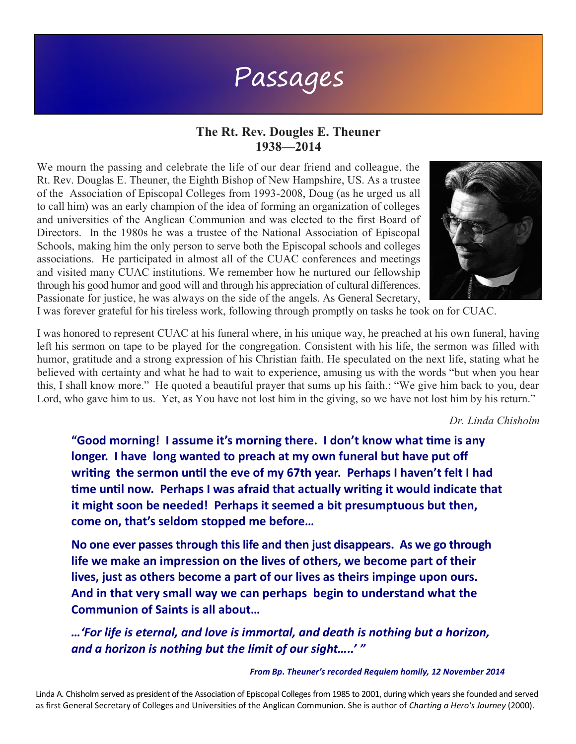# Passages

### The Rt. Rev. Dougles E. Theuner
### 1938—2014

We mourn the passing and celebrate the life of our dear friend and colleague, the Rt. Rev. Douglas E. Theuner, the Eighth Bishop of New Hampshire, US. As a trustee of the Association of Episcopal Colleges from 1993-2008, Doug (as he urged us all to call him) was an early champion of the idea of forming an organization of colleges and universities of the Anglican Communion and was elected to the first Board of Directors. In the 1980s he was a trustee of the National Association of Episcopal Schools, making him the only person to serve both the Episcopal schools and colleges associations. He participated in almost all of the CUAC conferences and meetings and visited many CUAC institutions. We remember how he nurtured our fellowship through his good humor and good will and through his appreciation of cultural differences. Passionate for justice, he was always on the side of the angels. As General Secretary, I was forever grateful for his tireless work, following through promptly on tasks he took on for CUAC.

I was honored to represent CUAC at his funeral where, in his unique way, he preached at his own funeral, having left his sermon on tape to be played for the congregation. Consistent with his life, the sermon was filled with humor, gratitude and a strong expression of his Christian faith. He speculated on the next life, stating what he believed with certainty and what he had to wait to experience, amusing us with the words "but when you hear this, I shall know more." He quoted a beautiful prayer that sums up his faith.: "We give him back to you, dear Lord, who gave him to us. Yet, as You have not lost him in the giving, so we have not lost him by his return."

*Dr. Linda Chisholm*

**"Good morning! I assume it's morning there. I don't know what time is any longer. I have long wanted to preach at my own funeral but have put off writing the sermon until the eve of my 67th year. Perhaps I haven't felt I had time until now. Perhaps I was afraid that actually writing it would indicate that it might soon be needed! Perhaps it seemed a bit presumptuous but then, come on, that's seldom stopped me before…**

**No one ever passes through this life and then just disappears. As we go through life we make an impression on the lives of others, we become part of their lives, just as others become a part of our lives as theirs impinge upon ours. And in that very small way we can perhaps begin to understand what the Communion of Saints is all about…**

***…'For life is eternal, and love is immortal, and death is nothing but a horizon, and a horizon is nothing but the limit of our sight…..' "***

***From Bp. Theuner's recorded Requiem homily, 12 November 2014***

Linda A. Chisholm served as president of the Association of Episcopal Colleges from 1985 to 2001, during which years she founded and served as first General Secretary of Colleges and Universities of the Anglican Communion. She is author of *Charting a Hero's Journey* (2000).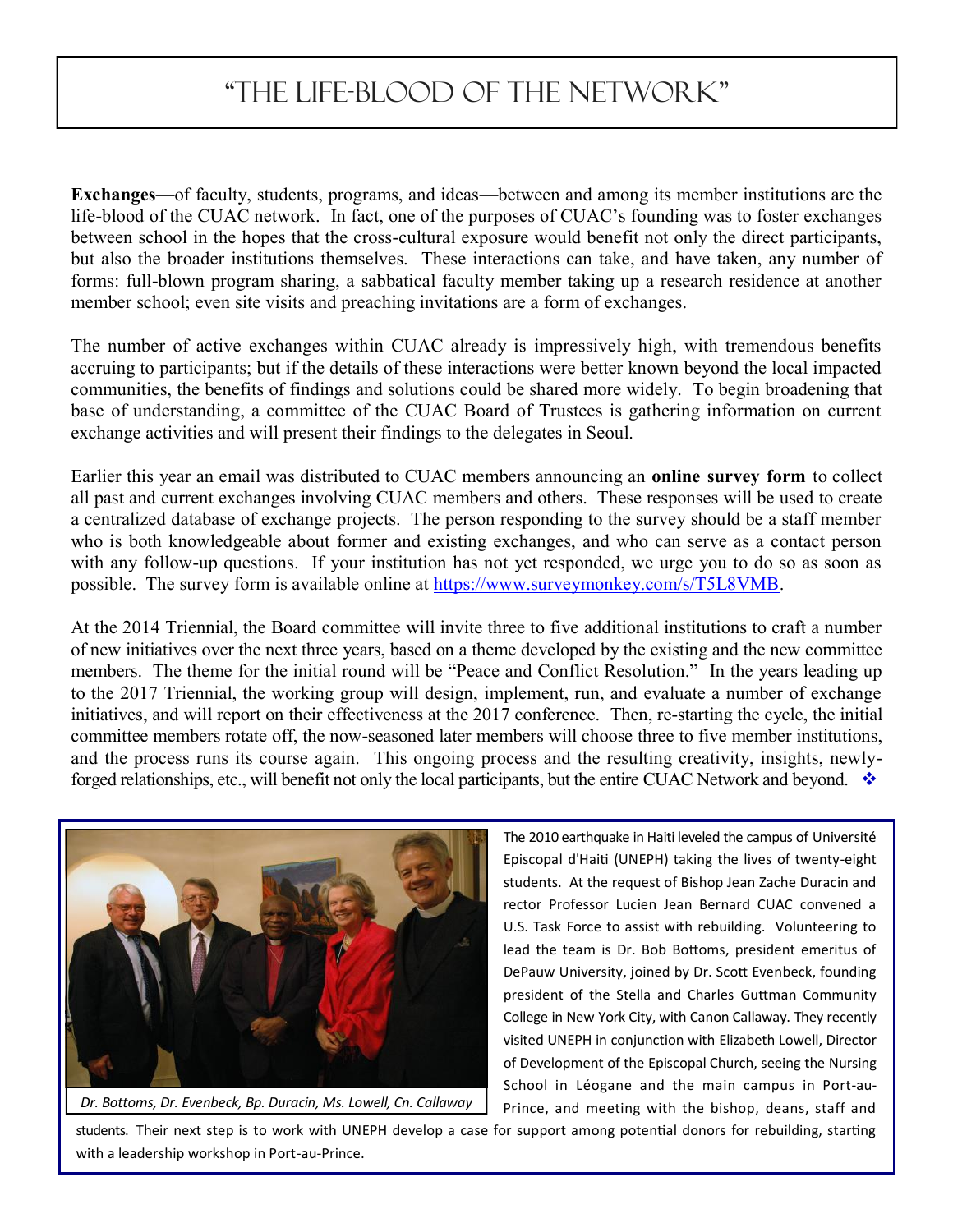# "The Life-Blood of the Network"

**Exchanges**—of faculty, students, programs, and ideas—between and among its member institutions are the life-blood of the CUAC network. In fact, one of the purposes of CUAC's founding was to foster exchanges between school in the hopes that the cross-cultural exposure would benefit not only the direct participants, but also the broader institutions themselves. These interactions can take, and have taken, any number of forms: full-blown program sharing, a sabbatical faculty member taking up a research residence at another member school; even site visits and preaching invitations are a form of exchanges.

The number of active exchanges within CUAC already is impressively high, with tremendous benefits accruing to participants; but if the details of these interactions were better known beyond the local impacted communities, the benefits of findings and solutions could be shared more widely. To begin broadening that base of understanding, a committee of the CUAC Board of Trustees is gathering information on current exchange activities and will present their findings to the delegates in Seoul.

Earlier this year an email was distributed to CUAC members announcing an **online survey form** to collect all past and current exchanges involving CUAC members and others. These responses will be used to create a centralized database of exchange projects. The person responding to the survey should be a staff member who is both knowledgeable about former and existing exchanges, and who can serve as a contact person with any follow-up questions. If your institution has not yet responded, we urge you to do so as soon as possible. The survey form is available online at https://www.surveymonkey.com/s/T5L8VMB.

At the 2014 Triennial, the Board committee will invite three to five additional institutions to craft a number of new initiatives over the next three years, based on a theme developed by the existing and the new committee members. The theme for the initial round will be "Peace and Conflict Resolution." In the years leading up to the 2017 Triennial, the working group will design, implement, run, and evaluate a number of exchange initiatives, and will report on their effectiveness at the 2017 conference. Then, re-starting the cycle, the initial committee members rotate off, the now-seasoned later members will choose three to five member institutions, and the process runs its course again. This ongoing process and the resulting creativity, insights, newly-forged relationships, etc., will benefit not only the local participants, but the entire CUAC Network and beyond. ❖

*Dr. Bottoms, Dr. Evenbeck, Bp. Duracin, Ms. Lowell, Cn. Callaway*

The 2010 earthquake in Haiti leveled the campus of Université Episcopal d'Haiti (UNEPH) taking the lives of twenty-eight students. At the request of Bishop Jean Zache Duracin and rector Professor Lucien Jean Bernard CUAC convened a U.S. Task Force to assist with rebuilding. Volunteering to lead the team is Dr. Bob Bottoms, president emeritus of DePauw University, joined by Dr. Scott Evenbeck, founding president of the Stella and Charles Guttman Community College in New York City, with Canon Callaway. They recently visited UNEPH in conjunction with Elizabeth Lowell, Director of Development of the Episcopal Church, seeing the Nursing School in Léogane and the main campus in Port-au-Prince, and meeting with the bishop, deans, staff and students. Their next step is to work with UNEPH develop a case for support among potential donors for rebuilding, starting with a leadership workshop in Port-au-Prince.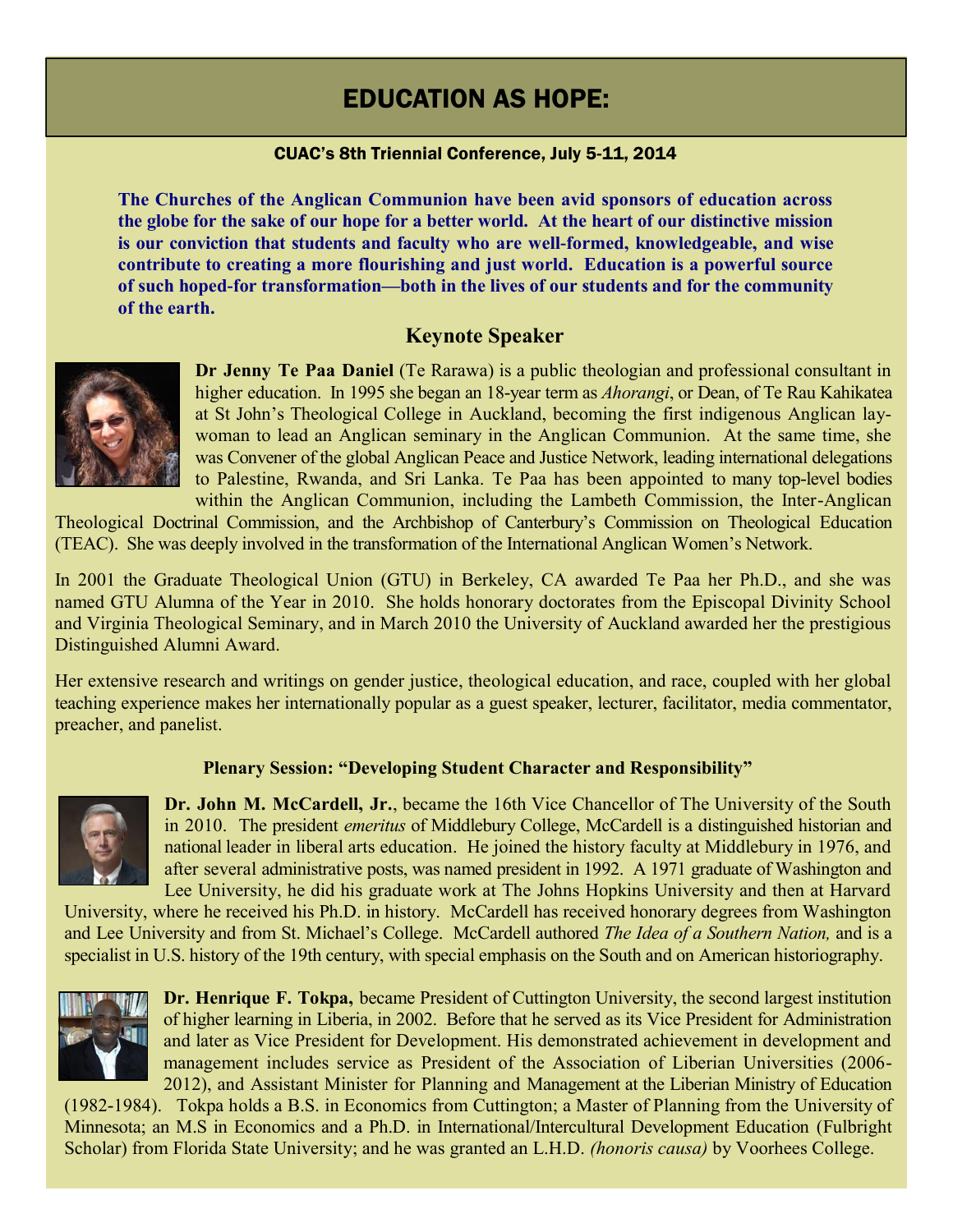# EDUCATION AS HOPE:

**CUAC's 8th Triennial Conference, July 5-11, 2014**

**The Churches of the Anglican Communion have been avid sponsors of education across the globe for the sake of our hope for a better world. At the heart of our distinctive mission is our conviction that students and faculty who are well-formed, knowledgeable, and wise contribute to creating a more flourishing and just world. Education is a powerful source of such hoped-for transformation—both in the lives of our students and for the community of the earth.**

## Keynote Speaker

**Dr Jenny Te Paa Daniel** (Te Rarawa) is a public theologian and professional consultant in higher education. In 1995 she began an 18-year term as *Ahorangi*, or Dean, of Te Rau Kahikatea at St John's Theological College in Auckland, becoming the first indigenous Anglican lay-woman to lead an Anglican seminary in the Anglican Communion. At the same time, she was Convener of the global Anglican Peace and Justice Network, leading international delegations to Palestine, Rwanda, and Sri Lanka. Te Paa has been appointed to many top-level bodies within the Anglican Communion, including the Lambeth Commission, the Inter-Anglican Theological Doctrinal Commission, and the Archbishop of Canterbury's Commission on Theological Education (TEAC). She was deeply involved in the transformation of the International Anglican Women's Network.

In 2001 the Graduate Theological Union (GTU) in Berkeley, CA awarded Te Paa her Ph.D., and she was named GTU Alumna of the Year in 2010. She holds honorary doctorates from the Episcopal Divinity School and Virginia Theological Seminary, and in March 2010 the University of Auckland awarded her the prestigious Distinguished Alumni Award.

Her extensive research and writings on gender justice, theological education, and race, coupled with her global teaching experience makes her internationally popular as a guest speaker, lecturer, facilitator, media commentator, preacher, and panelist.

### Plenary Session: "Developing Student Character and Responsibility"

**Dr. John M. McCardell, Jr.**, became the 16th Vice Chancellor of The University of the South in 2010. The president *emeritus* of Middlebury College, McCardell is a distinguished historian and national leader in liberal arts education. He joined the history faculty at Middlebury in 1976, and after several administrative posts, was named president in 1992. A 1971 graduate of Washington and Lee University, he did his graduate work at The Johns Hopkins University and then at Harvard University, where he received his Ph.D. in history. McCardell has received honorary degrees from Washington and Lee University and from St. Michael's College. McCardell authored *The Idea of a Southern Nation,* and is a specialist in U.S. history of the 19th century, with special emphasis on the South and on American historiography.

**Dr. Henrique F. Tokpa,** became President of Cuttington University, the second largest institution of higher learning in Liberia, in 2002. Before that he served as its Vice President for Administration and later as Vice President for Development. His demonstrated achievement in development and management includes service as President of the Association of Liberian Universities (2006-2012), and Assistant Minister for Planning and Management at the Liberian Ministry of Education (1982-1984). Tokpa holds a B.S. in Economics from Cuttington; a Master of Planning from the University of Minnesota; an M.S in Economics and a Ph.D. in International/Intercultural Development Education (Fulbright Scholar) from Florida State University; and he was granted an L.H.D. *(honoris causa)* by Voorhees College.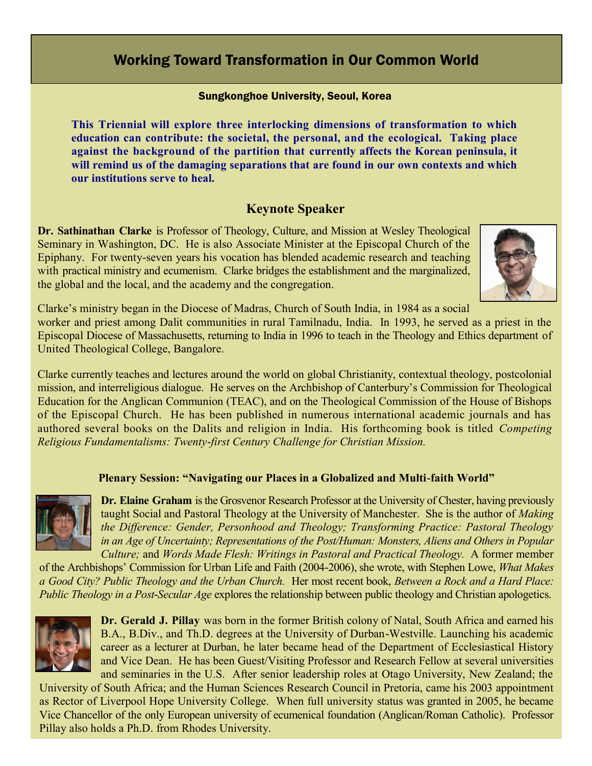# Working Toward Transformation in Our Common World

**Sungkonghoe University, Seoul, Korea**

**This Triennial will explore three interlocking dimensions of transformation to which education can contribute: the societal, the personal, and the ecological. Taking place against the background of the partition that currently affects the Korean peninsula, it will remind us of the damaging separations that are found in our own contexts and which our institutions serve to heal.**

## Keynote Speaker

**Dr. Sathinathan Clarke** is Professor of Theology, Culture, and Mission at Wesley Theological Seminary in Washington, DC. He is also Associate Minister at the Episcopal Church of the Epiphany. For twenty-seven years his vocation has blended academic research and teaching with practical ministry and ecumenism. Clarke bridges the establishment and the marginalized, the global and the local, and the academy and the congregation.

Clarke's ministry began in the Diocese of Madras, Church of South India, in 1984 as a social worker and priest among Dalit communities in rural Tamilnadu, India. In 1993, he served as a priest in the Episcopal Diocese of Massachusetts, returning to India in 1996 to teach in the Theology and Ethics department of United Theological College, Bangalore.

Clarke currently teaches and lectures around the world on global Christianity, contextual theology, postcolonial mission, and interreligious dialogue. He serves on the Archbishop of Canterbury's Commission for Theological Education for the Anglican Communion (TEAC), and on the Theological Commission of the House of Bishops of the Episcopal Church. He has been published in numerous international academic journals and has authored several books on the Dalits and religion in India. His forthcoming book is titled *Competing Religious Fundamentalisms: Twenty-first Century Challenge for Christian Mission.*

### Plenary Session: "Navigating our Places in a Globalized and Multi-faith World"

**Dr. Elaine Graham** is the Grosvenor Research Professor at the University of Chester, having previously taught Social and Pastoral Theology at the University of Manchester. She is the author of *Making the Difference: Gender, Personhood and Theology; Transforming Practice: Pastoral Theology in an Age of Uncertainty; Representations of the Post/Human: Monsters, Aliens and Others in Popular Culture;* and *Words Made Flesh: Writings in Pastoral and Practical Theology.* A former member of the Archbishops' Commission for Urban Life and Faith (2004-2006), she wrote, with Stephen Lowe, *What Makes a Good City? Public Theology and the Urban Church.* Her most recent book, *Between a Rock and a Hard Place: Public Theology in a Post-Secular Age* explores the relationship between public theology and Christian apologetics.

**Dr. Gerald J. Pillay** was born in the former British colony of Natal, South Africa and earned his B.A., B.Div., and Th.D. degrees at the University of Durban-Westville. Launching his academic career as a lecturer at Durban, he later became head of the Department of Ecclesiastical History and Vice Dean. He has been Guest/Visiting Professor and Research Fellow at several universities and seminaries in the U.S. After senior leadership roles at Otago University, New Zealand; the University of South Africa; and the Human Sciences Research Council in Pretoria, came his 2003 appointment as Rector of Liverpool Hope University College. When full university status was granted in 2005, he became Vice Chancellor of the only European university of ecumenical foundation (Anglican/Roman Catholic). Professor Pillay also holds a Ph.D. from Rhodes University.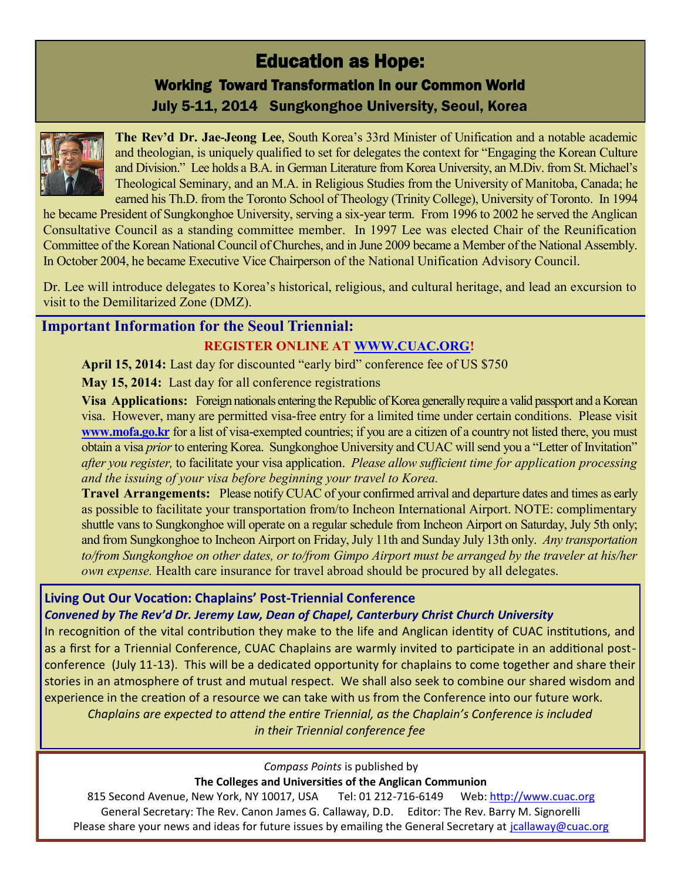# Education as Hope:

## Working Toward Transformation in our Common World

## July 5-11, 2014 Sungkonghoe University, Seoul, Korea

**The Rev'd Dr. Jae-Jeong Lee**, South Korea's 33rd Minister of Unification and a notable academic and theologian, is uniquely qualified to set for delegates the context for "Engaging the Korean Culture and Division." Lee holds a B.A. in German Literature from Korea University, an M.Div. from St. Michael's Theological Seminary, and an M.A. in Religious Studies from the University of Manitoba, Canada; he earned his Th.D. from the Toronto School of Theology (Trinity College), University of Toronto. In 1994 he became President of Sungkonghoe University, serving a six-year term. From 1996 to 2002 he served the Anglican Consultative Council as a standing committee member. In 1997 Lee was elected Chair of the Reunification Committee of the Korean National Council of Churches, and in June 2009 became a Member of the National Assembly. In October 2004, he became Executive Vice Chairperson of the National Unification Advisory Council.

Dr. Lee will introduce delegates to Korea's historical, religious, and cultural heritage, and lead an excursion to visit to the Demilitarized Zone (DMZ).

## Important Information for the Seoul Triennial:

**REGISTER ONLINE AT WWW.CUAC.ORG!**

**April 15, 2014:** Last day for discounted "early bird" conference fee of US $750

**May 15, 2014:** Last day for all conference registrations

**Visa Applications:** Foreign nationals entering the Republic of Korea generally require a valid passport and a Korean visa. However, many are permitted visa-free entry for a limited time under certain conditions. Please visit **www.mofa.go.kr** for a list of visa-exempted countries; if you are a citizen of a country not listed there, you must obtain a visa *prior* to entering Korea. Sungkonghoe University and CUAC will send you a "Letter of Invitation" *after you register,* to facilitate your visa application. *Please allow sufficient time for application processing and the issuing of your visa before beginning your travel to Korea.*

**Travel Arrangements:** Please notify CUAC of your confirmed arrival and departure dates and times as early as possible to facilitate your transportation from/to Incheon International Airport. NOTE: complimentary shuttle vans to Sungkonghoe will operate on a regular schedule from Incheon Airport on Saturday, July 5th only; and from Sungkonghoe to Incheon Airport on Friday, July 11th and Sunday July 13th only. *Any transportation to/from Sungkonghoe on other dates, or to/from Gimpo Airport must be arranged by the traveler at his/her own expense.* Health care insurance for travel abroad should be procured by all delegates.

## Living Out Our Vocation: Chaplains' Post-Triennial Conference

***Convened by The Rev'd Dr. Jeremy Law, Dean of Chapel, Canterbury Christ Church University***

In recognition of the vital contribution they make to the life and Anglican identity of CUAC institutions, and as a first for a Triennial Conference, CUAC Chaplains are warmly invited to participate in an additional post-conference (July 11-13). This will be a dedicated opportunity for chaplains to come together and share their stories in an atmosphere of trust and mutual respect. We shall also seek to combine our shared wisdom and experience in the creation of a resource we can take with us from the Conference into our future work.

*Chaplains are expected to attend the entire Triennial, as the Chaplain's Conference is included in their Triennial conference fee*

*Compass Points* is published by

**The Colleges and Universities of the Anglican Communion**

815 Second Avenue, New York, NY 10017, USA Tel: 01 212-716-6149 Web: http://www.cuac.org

General Secretary: The Rev. Canon James G. Callaway, D.D. Editor: The Rev. Barry M. Signorelli

Please share your news and ideas for future issues by emailing the General Secretary at jcallaway@cuac.org